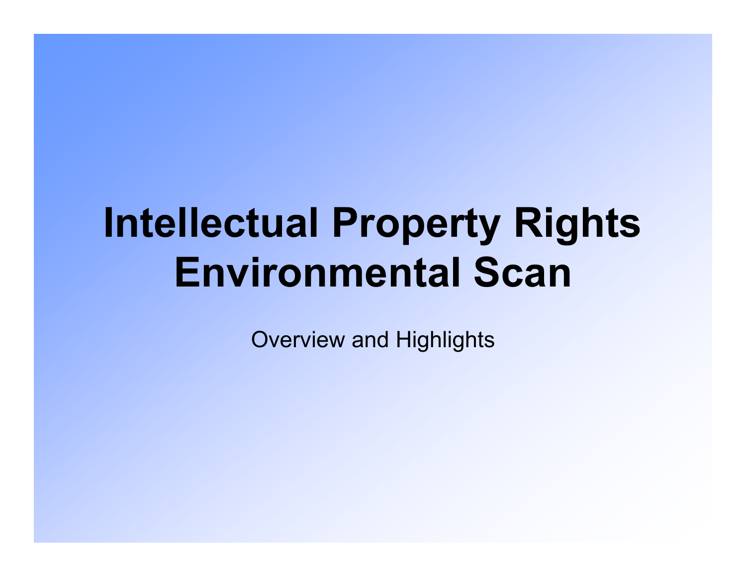# Intellectual Property Rights Environmental Scan

Overview and Highlights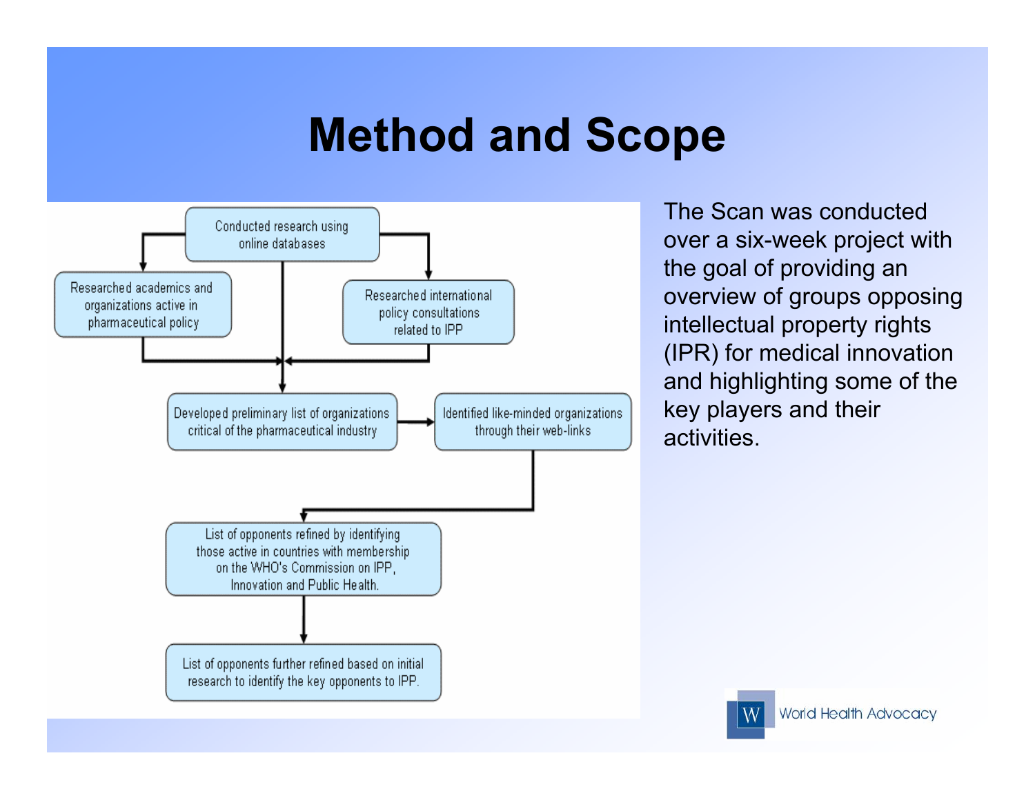# Method and Scope

Conducted research using online databases

Researched academics and organizations active in pharmaceutical policy

Researched international policy consultations related to IPP

Developed preliminary list of organizations critical of the pharmaceutical industry

Identified like-minded organizations through their web-links

List of opponents refined by identifying those active in countries with membership on the WHO's Commission on IPP, Innovation and Public Health.

List of opponents further refined based on initial research to identify the key opponents to IPP.

The Scan was conducted over a six-week project with the goal of providing an overview of groups opposing intellectual property rights (IPR) for medical innovation and highlighting some of the key players and their activities.

World Health Advocacy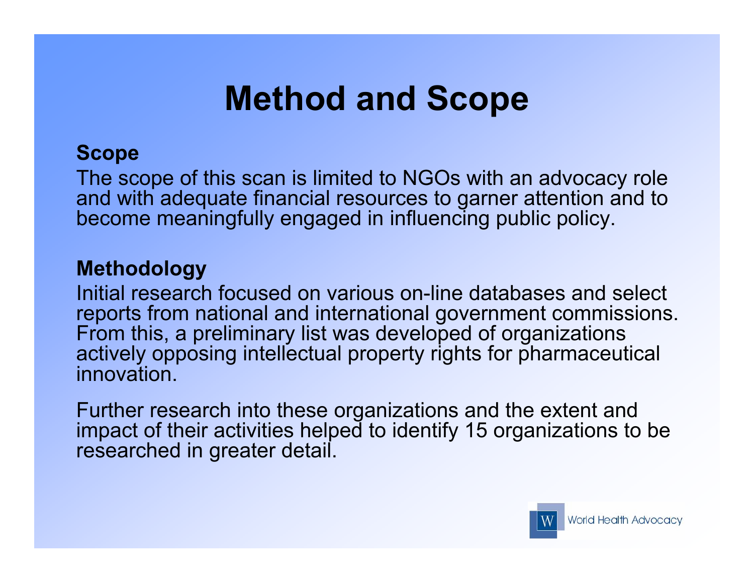# Method and Scope

**Scope**

The scope of this scan is limited to NGOs with an advocacy role and with adequate financial resources to garner attention and to become meaningfully engaged in influencing public policy.

**Methodology**

Initial research focused on various on-line databases and select reports from national and international government commissions. From this, a preliminary list was developed of organizations actively opposing intellectual property rights for pharmaceutical innovation.

Further research into these organizations and the extent and impact of their activities helped to identify 15 organizations to be researched in greater detail.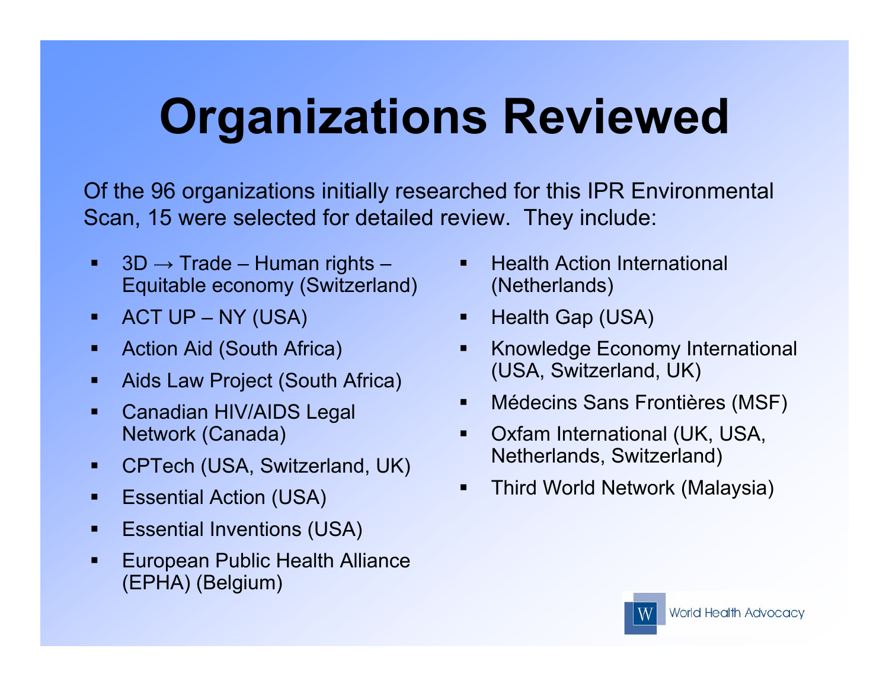# Organizations Reviewed

Of the 96 organizations initially researched for this IPR Environmental Scan, 15 were selected for detailed review. They include:

- 3D → Trade – Human rights – Equitable economy (Switzerland)
- ACT UP – NY (USA)
- Action Aid (South Africa)
- Aids Law Project (South Africa)
- Canadian HIV/AIDS Legal Network (Canada)
- CPTech (USA, Switzerland, UK)
- Essential Action (USA)
- Essential Inventions (USA)
- European Public Health Alliance (EPHA) (Belgium)
- Health Action International (Netherlands)
- Health Gap (USA)
- Knowledge Economy International (USA, Switzerland, UK)
- Médecins Sans Frontières (MSF)
- Oxfam International (UK, USA, Netherlands, Switzerland)
- Third World Network (Malaysia)

World Health Advocacy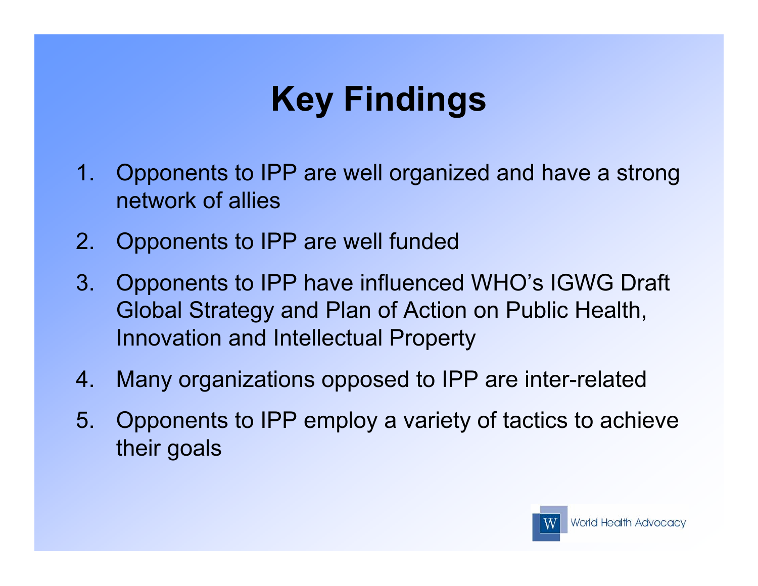# Key Findings

1. Opponents to IPP are well organized and have a strong network of allies
2. Opponents to IPP are well funded
3. Opponents to IPP have influenced WHO's IGWG Draft Global Strategy and Plan of Action on Public Health, Innovation and Intellectual Property
4. Many organizations opposed to IPP are inter-related
5. Opponents to IPP employ a variety of tactics to achieve their goals

World Health Advocacy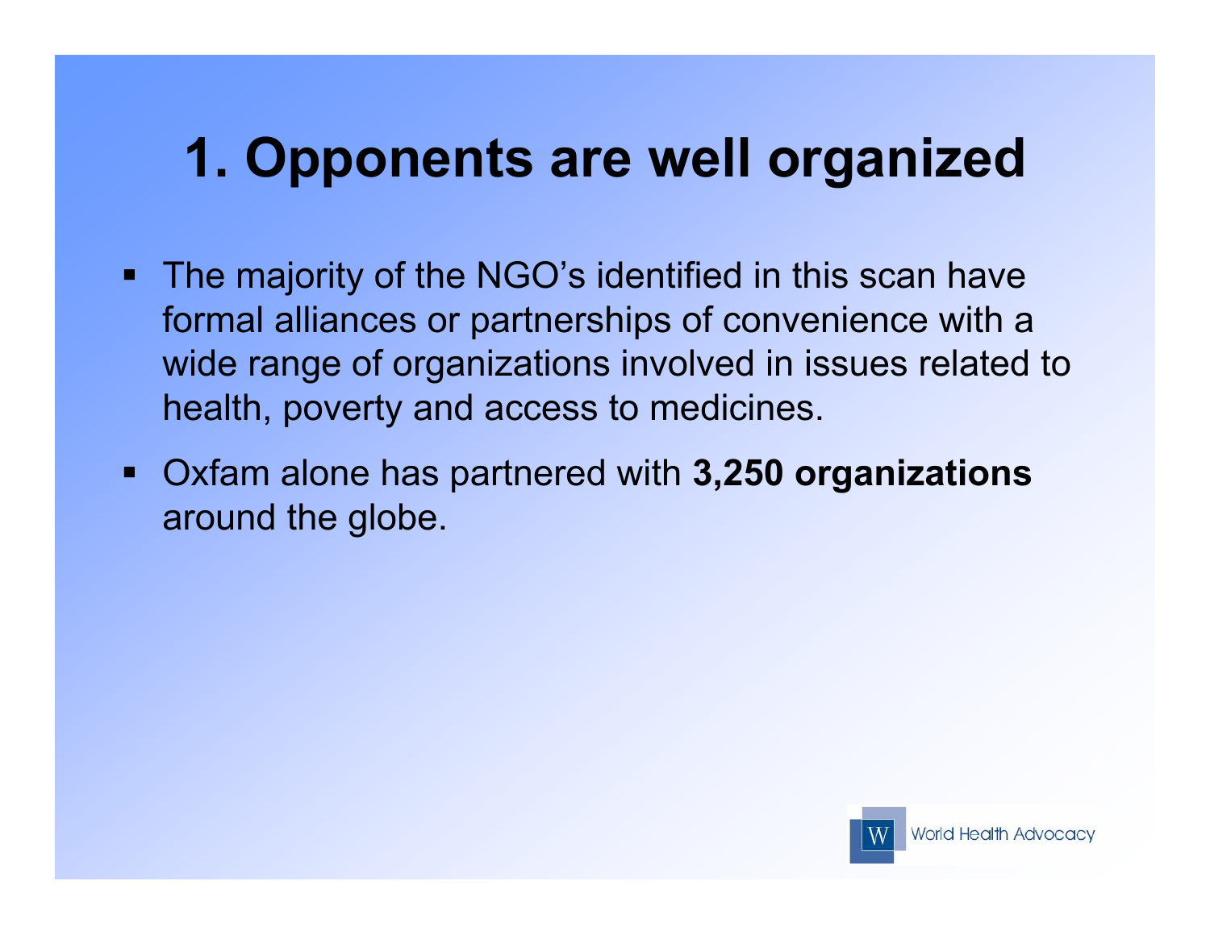# 1. Opponents are well organized

- The majority of the NGO's identified in this scan have formal alliances or partnerships of convenience with a wide range of organizations involved in issues related to health, poverty and access to medicines.
- Oxfam alone has partnered with **3,250 organizations** around the globe.

World Health Advocacy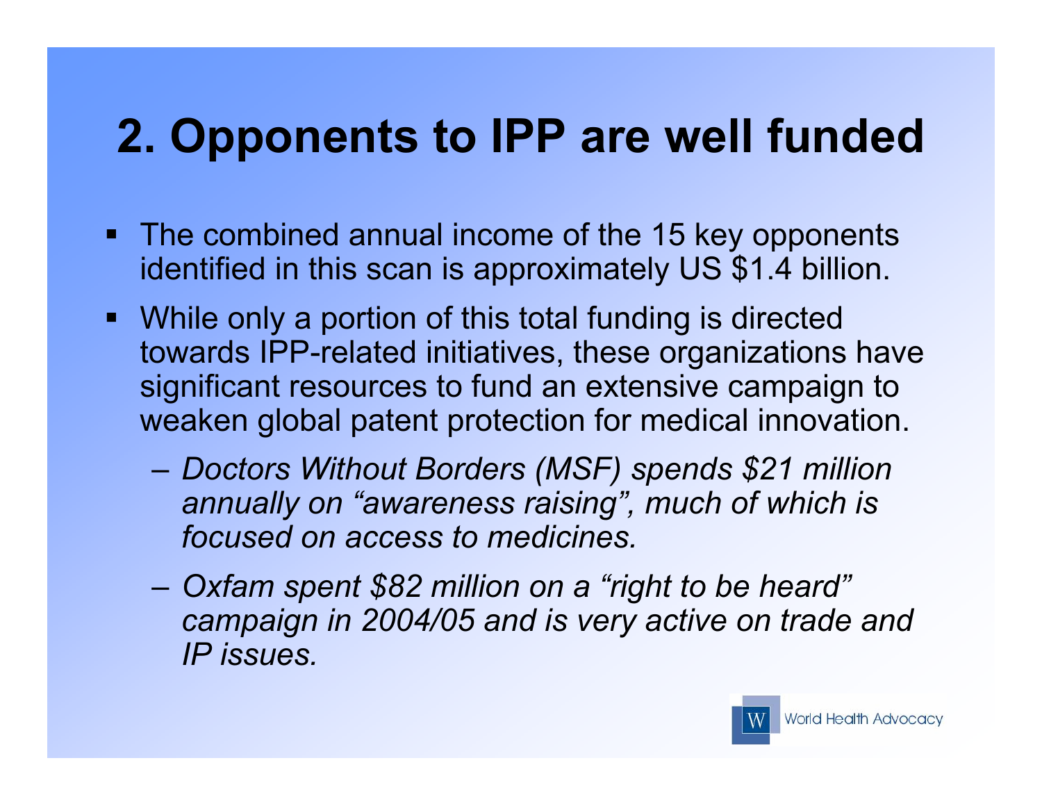# 2. Opponents to IPP are well funded

- The combined annual income of the 15 key opponents identified in this scan is approximately US $1.4 billion.
- While only a portion of this total funding is directed towards IPP-related initiatives, these organizations have significant resources to fund an extensive campaign to weaken global patent protection for medical innovation.
  - *Doctors Without Borders (MSF) spends $21 million annually on “awareness raising”, much of which is focused on access to medicines.*
  - *Oxfam spent $82 million on a “right to be heard” campaign in 2004/05 and is very active on trade and IP issues.*

W World Health Advocacy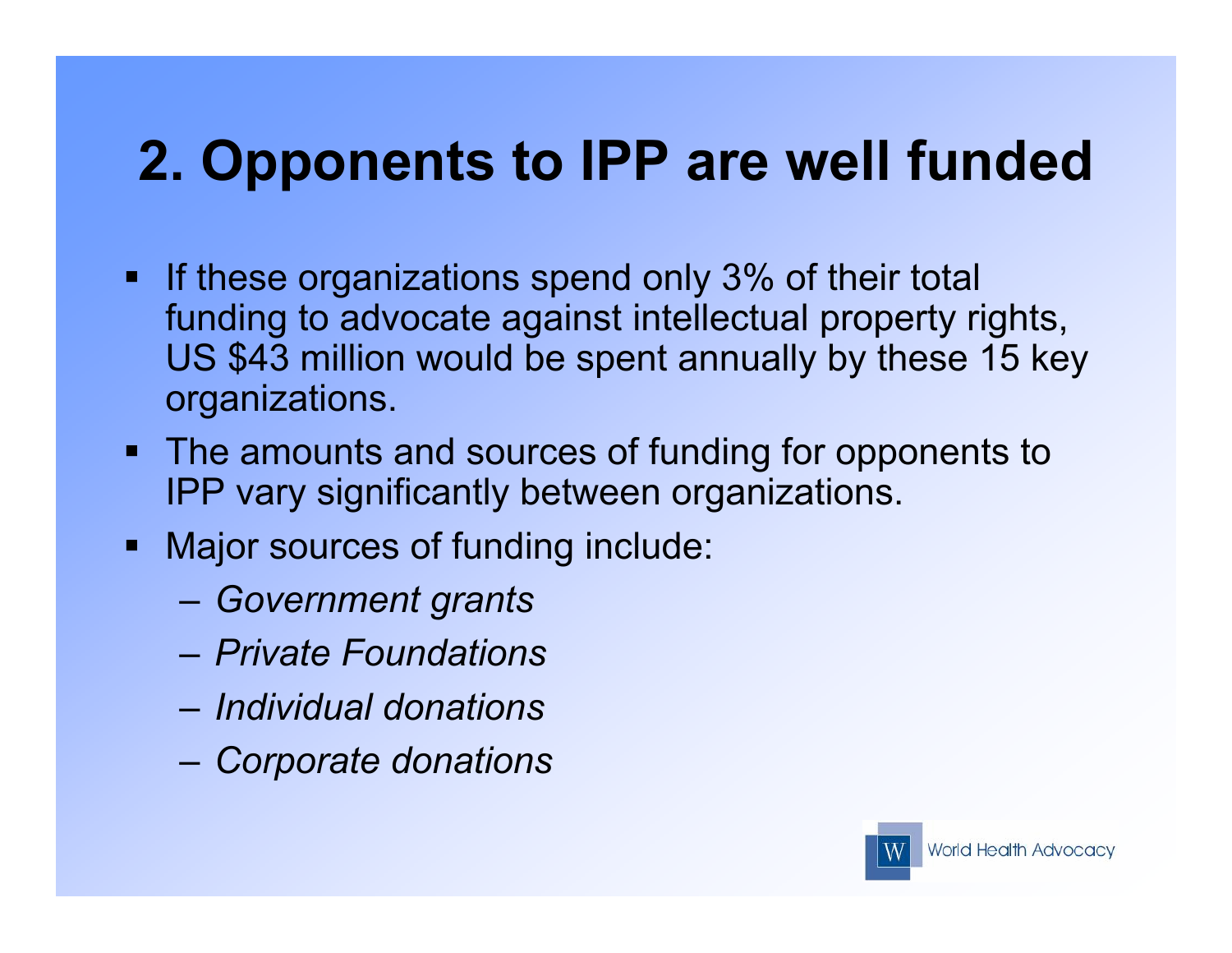# 2. Opponents to IPP are well funded

- If these organizations spend only 3% of their total funding to advocate against intellectual property rights, US $43 million would be spent annually by these 15 key organizations.
- The amounts and sources of funding for opponents to IPP vary significantly between organizations.
- Major sources of funding include:
  - *Government grants*
  - *Private Foundations*
  - *Individual donations*
  - *Corporate donations*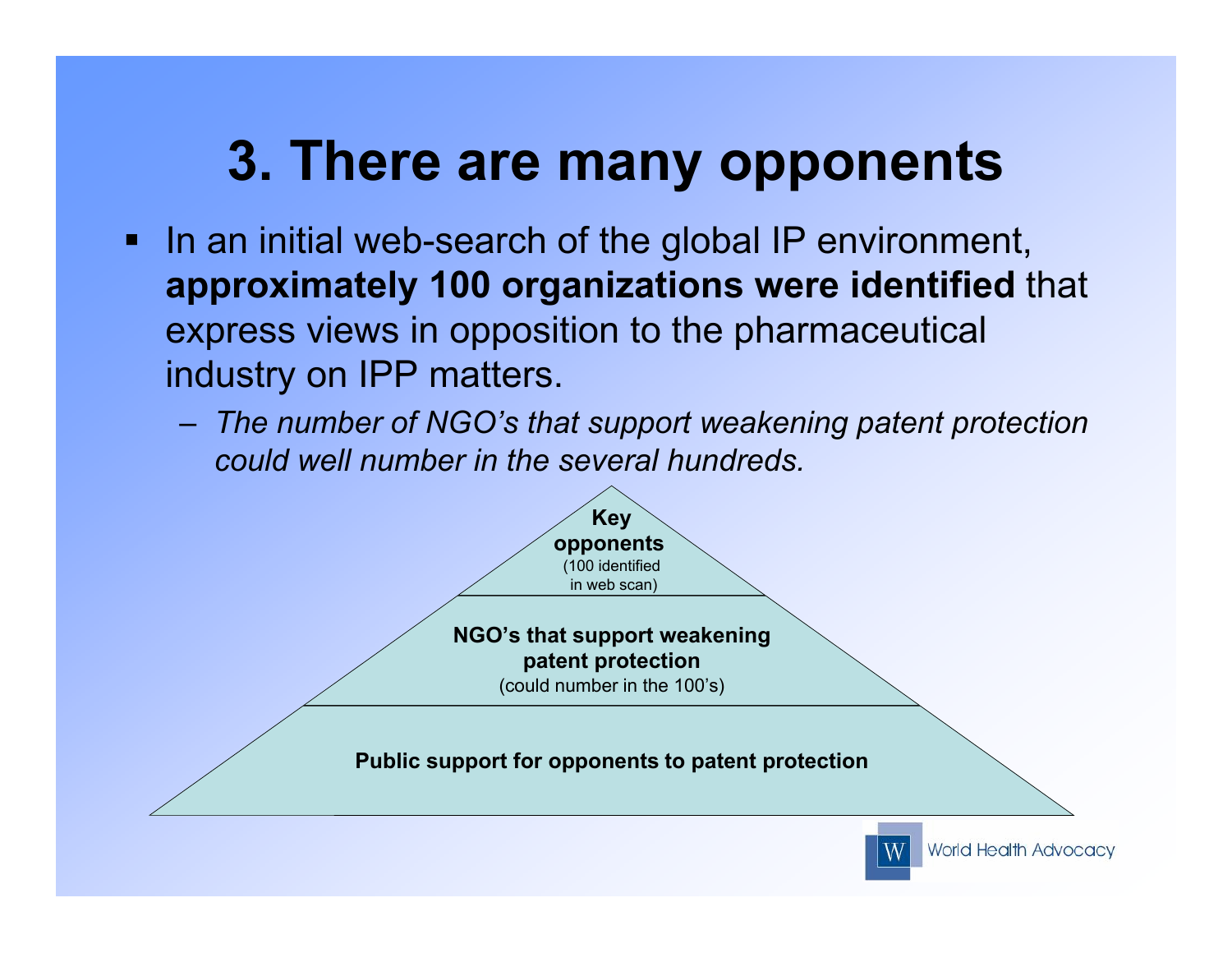# 3. There are many opponents

- In an initial web-search of the global IP environment, **approximately 100 organizations were identified** that express views in opposition to the pharmaceutical industry on IPP matters.
  - *The number of NGO's that support weakening patent protection could well number in the several hundreds.*

**Key opponents**
(100 identified in web scan)

**NGO's that support weakening patent protection**
(could number in the 100's)

**Public support for opponents to patent protection**

World Health Advocacy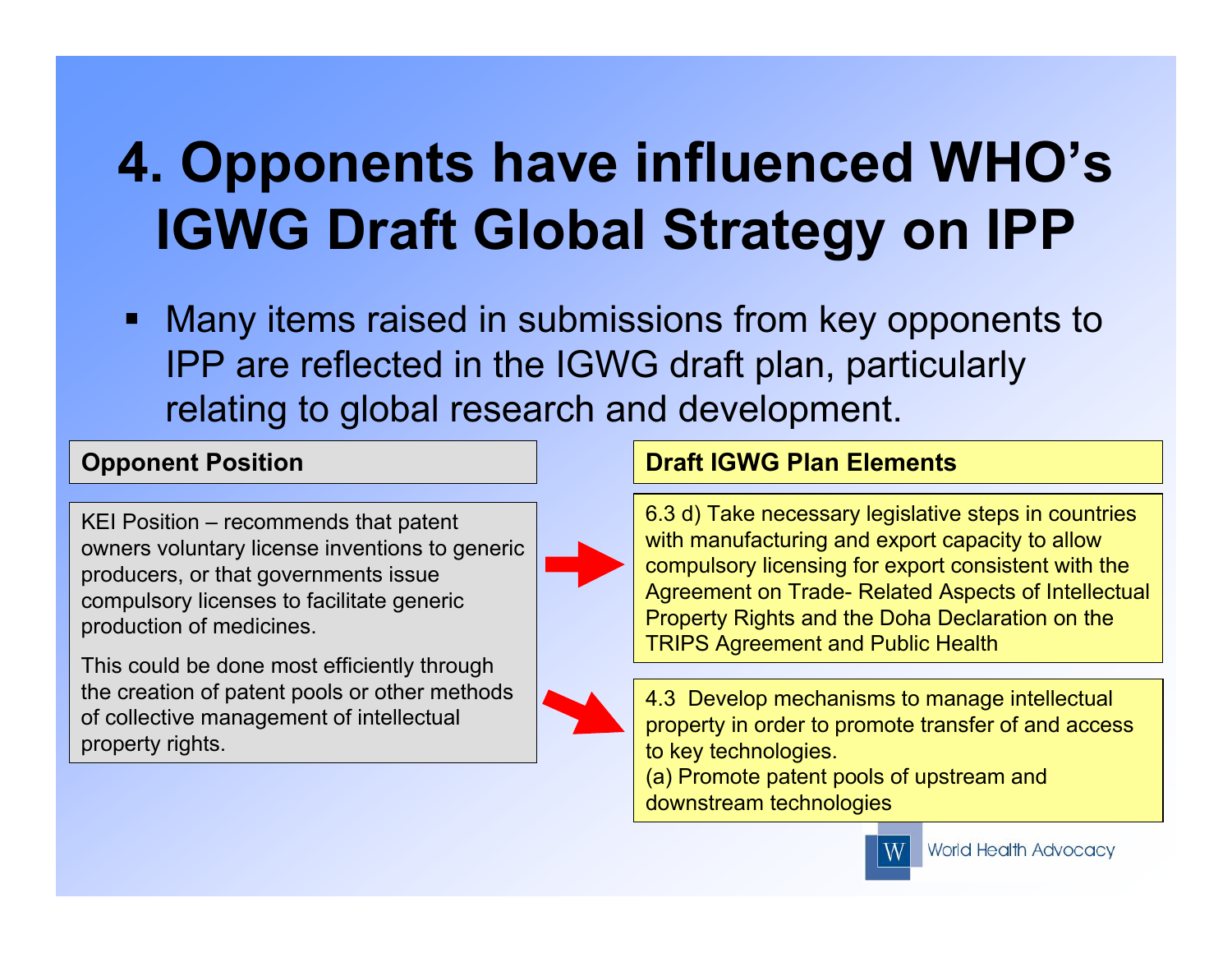# 4. Opponents have influenced WHO's IGWG Draft Global Strategy on IPP

- Many items raised in submissions from key opponents to IPP are reflected in the IGWG draft plan, particularly relating to global research and development.

| Opponent Position | Draft IGWG Plan Elements |
| --- | --- |
| KEI Position – recommends that patent owners voluntary license inventions to generic producers, or that governments issue compulsory licenses to facilitate generic production of medicines. | 6.3 d) Take necessary legislative steps in countries with manufacturing and export capacity to allow compulsory licensing for export consistent with the Agreement on Trade- Related Aspects of Intellectual Property Rights and the Doha Declaration on the TRIPS Agreement and Public Health |
| This could be done most efficiently through the creation of patent pools or other methods of collective management of intellectual property rights. | 4.3 Develop mechanisms to manage intellectual property in order to promote transfer of and access to key technologies. (a) Promote patent pools of upstream and downstream technologies |

World Health Advocacy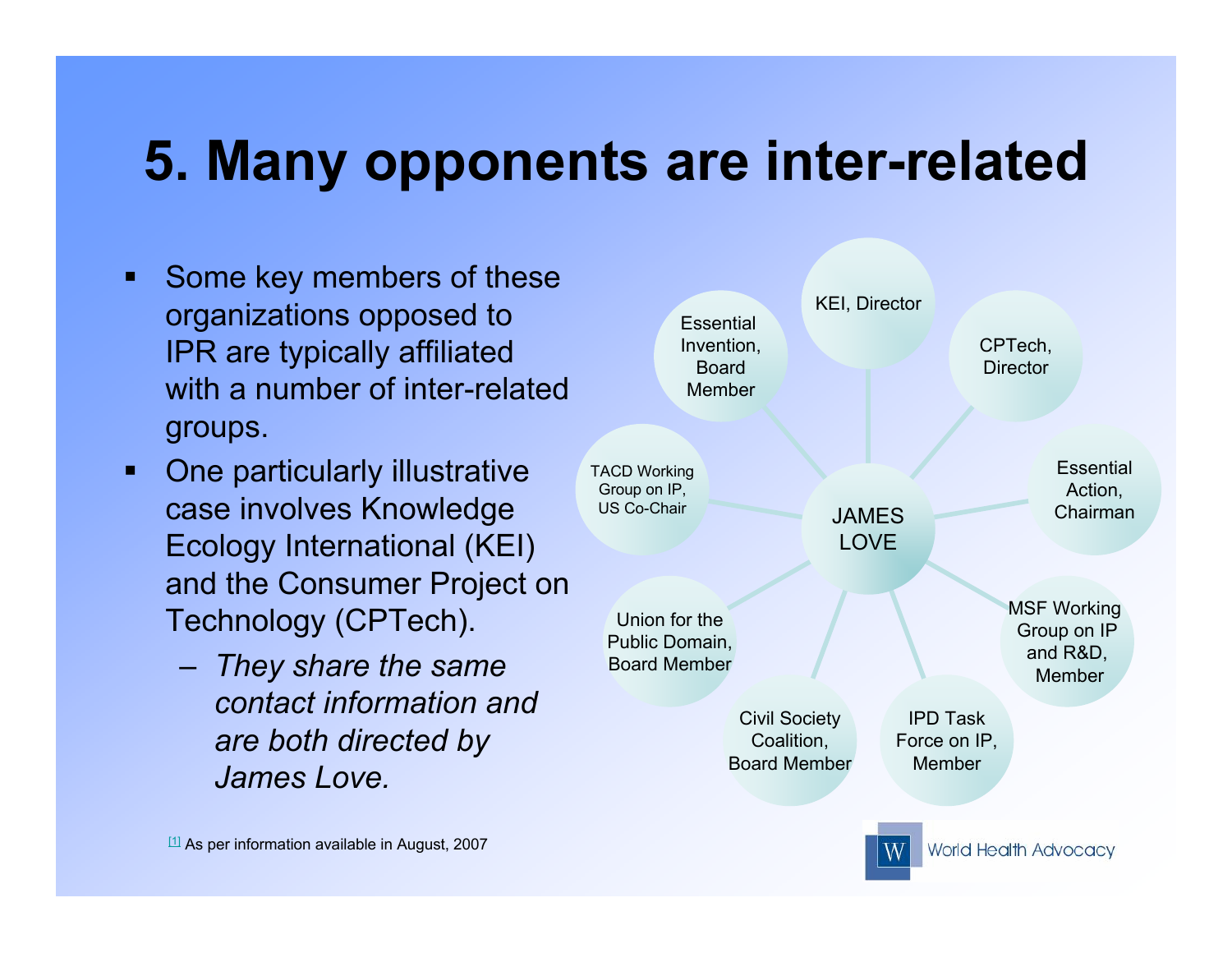# 5. Many opponents are inter-related

- Some key members of these organizations opposed to IPR are typically affiliated with a number of inter-related groups.
- One particularly illustrative case involves Knowledge Ecology International (KEI) and the Consumer Project on Technology (CPTech).
  - *They share the same contact information and are both directed by James Love.*

JAMES LOVE

- KEI, Director
- CPTech, Director
- Essential Action, Chairman
- MSF Working Group on IP and R&D, Member
- IPD Task Force on IP, Member
- Civil Society Coalition, Board Member
- Union for the Public Domain, Board Member
- TACD Working Group on IP, US Co-Chair
- Essential Invention, Board Member

[1] As per information available in August, 2007

World Health Advocacy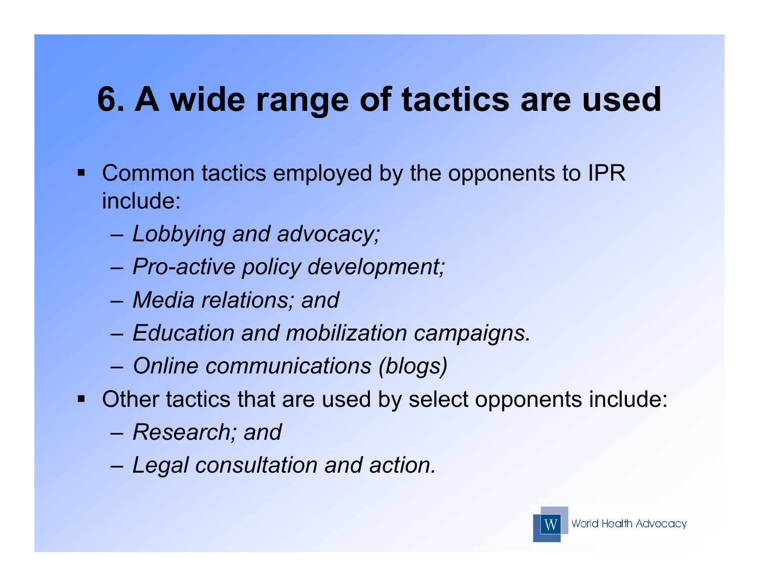# 6. A wide range of tactics are used

- Common tactics employed by the opponents to IPR include:
  - *Lobbying and advocacy;*
  - *Pro-active policy development;*
  - *Media relations; and*
  - *Education and mobilization campaigns.*
  - *Online communications (blogs)*
- Other tactics that are used by select opponents include:
  - *Research; and*
  - *Legal consultation and action.*

World Health Advocacy